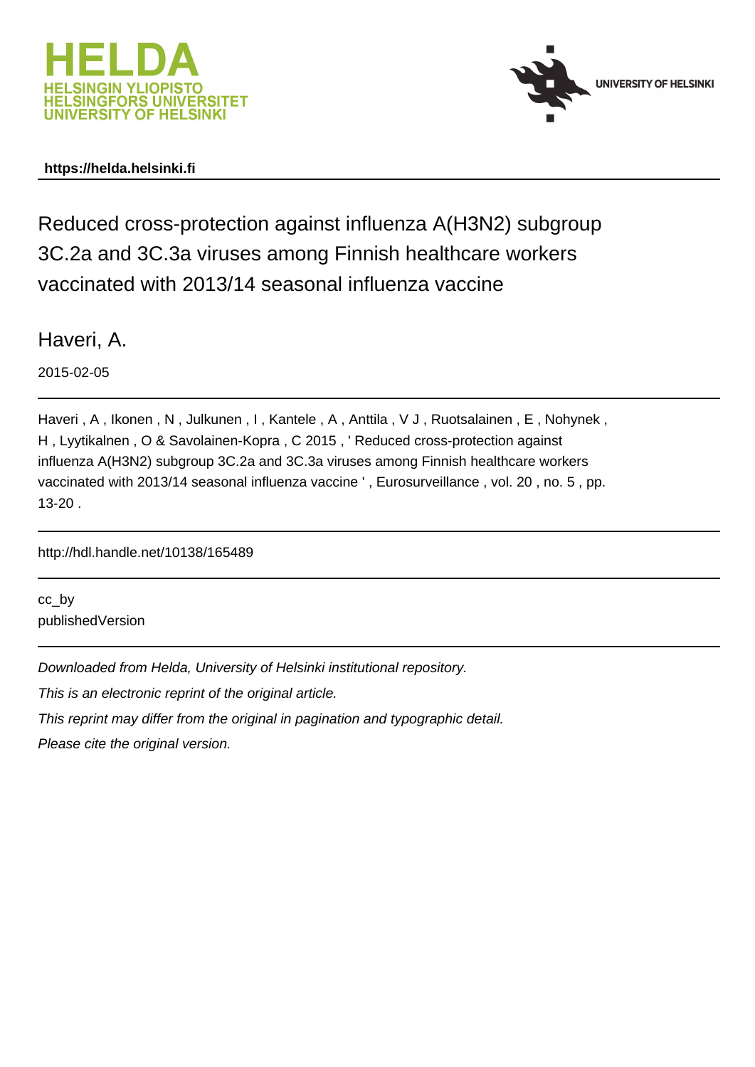https://helda.helsinki.fi

# Reduced cross-protection against influenza A(H3N2) subgroup 3C.2a and 3C.3a viruses among Finnish healthcare workers vaccinated with 2013/14 seasonal influenza vaccine

Haveri, A.

2015-02-05

Haveri , A , Ikonen , N , Julkunen , I , Kantele , A , Anttila , V J , Ruotsalainen , E , Nohynek , H , Lyytikalnen , O & Savolainen-Kopra , C 2015 , ' Reduced cross-protection against influenza A(H3N2) subgroup 3C.2a and 3C.3a viruses among Finnish healthcare workers vaccinated with 2013/14 seasonal influenza vaccine ' , Eurosurveillance , vol. 20 , no. 5 , pp. 13-20 .

http://hdl.handle.net/10138/165489

cc_by
publishedVersion

*Downloaded from Helda, University of Helsinki institutional repository.*

*This is an electronic reprint of the original article.*

*This reprint may differ from the original in pagination and typographic detail.*

*Please cite the original version.*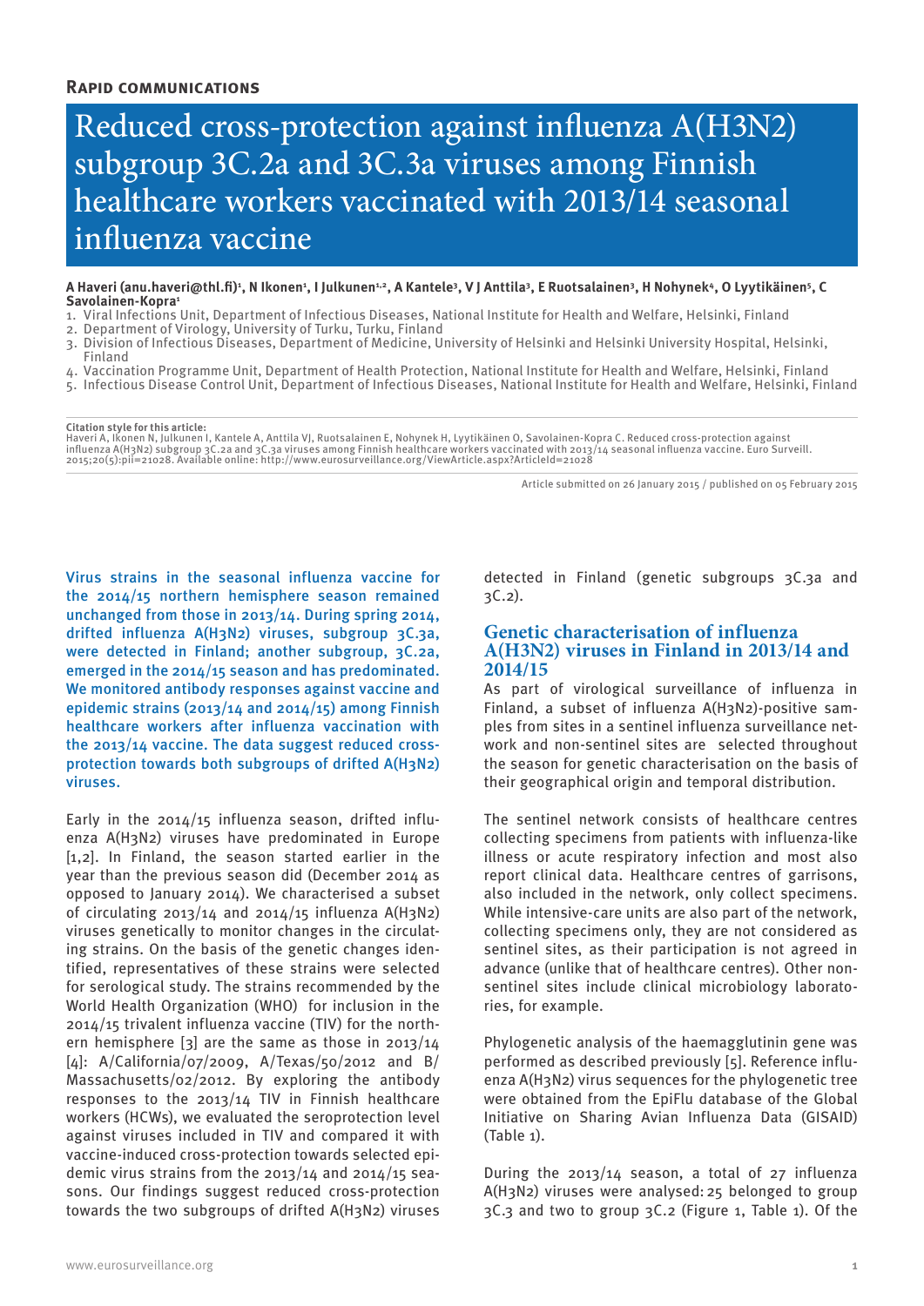**Rapid communications**

# Reduced cross-protection against influenza A(H3N2) subgroup 3C.2a and 3C.3a viruses among Finnish healthcare workers vaccinated with 2013/14 seasonal influenza vaccine

**A Haveri (anu.haveri@thl.fi)[1], N Ikonen[1], I Julkunen[1,2], A Kantele[3], V J Anttila[3], E Ruotsalainen[3], H Nohynek[4], O Lyytikäinen[5], C Savolainen-Kopra[1]**

1. Viral Infections Unit, Department of Infectious Diseases, National Institute for Health and Welfare, Helsinki, Finland
2. Department of Virology, University of Turku, Turku, Finland
3. Division of Infectious Diseases, Department of Medicine, University of Helsinki and Helsinki University Hospital, Helsinki, Finland
4. Vaccination Programme Unit, Department of Health Protection, National Institute for Health and Welfare, Helsinki, Finland
5. Infectious Disease Control Unit, Department of Infectious Diseases, National Institute for Health and Welfare, Helsinki, Finland

**Citation style for this article:**
Haveri A, Ikonen N, Julkunen I, Kantele A, Anttila VJ, Ruotsalainen E, Nohynek H, Lyytikäinen O, Savolainen-Kopra C. Reduced cross-protection against influenza A(H3N2) subgroup 3C.2a and 3C.3a viruses among Finnish healthcare workers vaccinated with 2013/14 seasonal influenza vaccine. Euro Surveill. 2015;20(5):pii=21028. Available online: http://www.eurosurveillance.org/ViewArticle.aspx?ArticleId=21028

Article submitted on 26 January 2015 / published on 05 February 2015

Virus strains in the seasonal influenza vaccine for the 2014/15 northern hemisphere season remained unchanged from those in 2013/14. During spring 2014, drifted influenza A(H3N2) viruses, subgroup 3C.3a, were detected in Finland; another subgroup, 3C.2a, emerged in the 2014/15 season and has predominated. We monitored antibody responses against vaccine and epidemic strains (2013/14 and 2014/15) among Finnish healthcare workers after influenza vaccination with the 2013/14 vaccine. The data suggest reduced cross-protection towards both subgroups of drifted A(H3N2) viruses.

Early in the 2014/15 influenza season, drifted influenza A(H3N2) viruses have predominated in Europe [1,2]. In Finland, the season started earlier in the year than the previous season did (December 2014 as opposed to January 2014). We characterised a subset of circulating 2013/14 and 2014/15 influenza A(H3N2) viruses genetically to monitor changes in the circulating strains. On the basis of the genetic changes identified, representatives of these strains were selected for serological study. The strains recommended by the World Health Organization (WHO) for inclusion in the 2014/15 trivalent influenza vaccine (TIV) for the northern hemisphere [3] are the same as those in 2013/14 [4]: A/California/07/2009, A/Texas/50/2012 and B/Massachusetts/02/2012. By exploring the antibody responses to the 2013/14 TIV in Finnish healthcare workers (HCWs), we evaluated the seroprotection level against viruses included in TIV and compared it with vaccine-induced cross-protection towards selected epidemic virus strains from the 2013/14 and 2014/15 seasons. Our findings suggest reduced cross-protection towards the two subgroups of drifted A(H3N2) viruses detected in Finland (genetic subgroups 3C.3a and 3C.2).

## Genetic characterisation of influenza A(H3N2) viruses in Finland in 2013/14 and 2014/15

As part of virological surveillance of influenza in Finland, a subset of influenza A(H3N2)-positive samples from sites in a sentinel influenza surveillance network and non-sentinel sites are selected throughout the season for genetic characterisation on the basis of their geographical origin and temporal distribution.

The sentinel network consists of healthcare centres collecting specimens from patients with influenza-like illness or acute respiratory infection and most also report clinical data. Healthcare centres of garrisons, also included in the network, only collect specimens. While intensive-care units are also part of the network, collecting specimens only, they are not considered as sentinel sites, as their participation is not agreed in advance (unlike that of healthcare centres). Other non-sentinel sites include clinical microbiology laboratories, for example.

Phylogenetic analysis of the haemagglutinin gene was performed as described previously [5]. Reference influenza A(H3N2) virus sequences for the phylogenetic tree were obtained from the EpiFlu database of the Global Initiative on Sharing Avian Influenza Data (GISAID) (Table 1).

During the 2013/14 season, a total of 27 influenza A(H3N2) viruses were analysed: 25 belonged to group 3C.3 and two to group 3C.2 (Figure 1, Table 1). Of the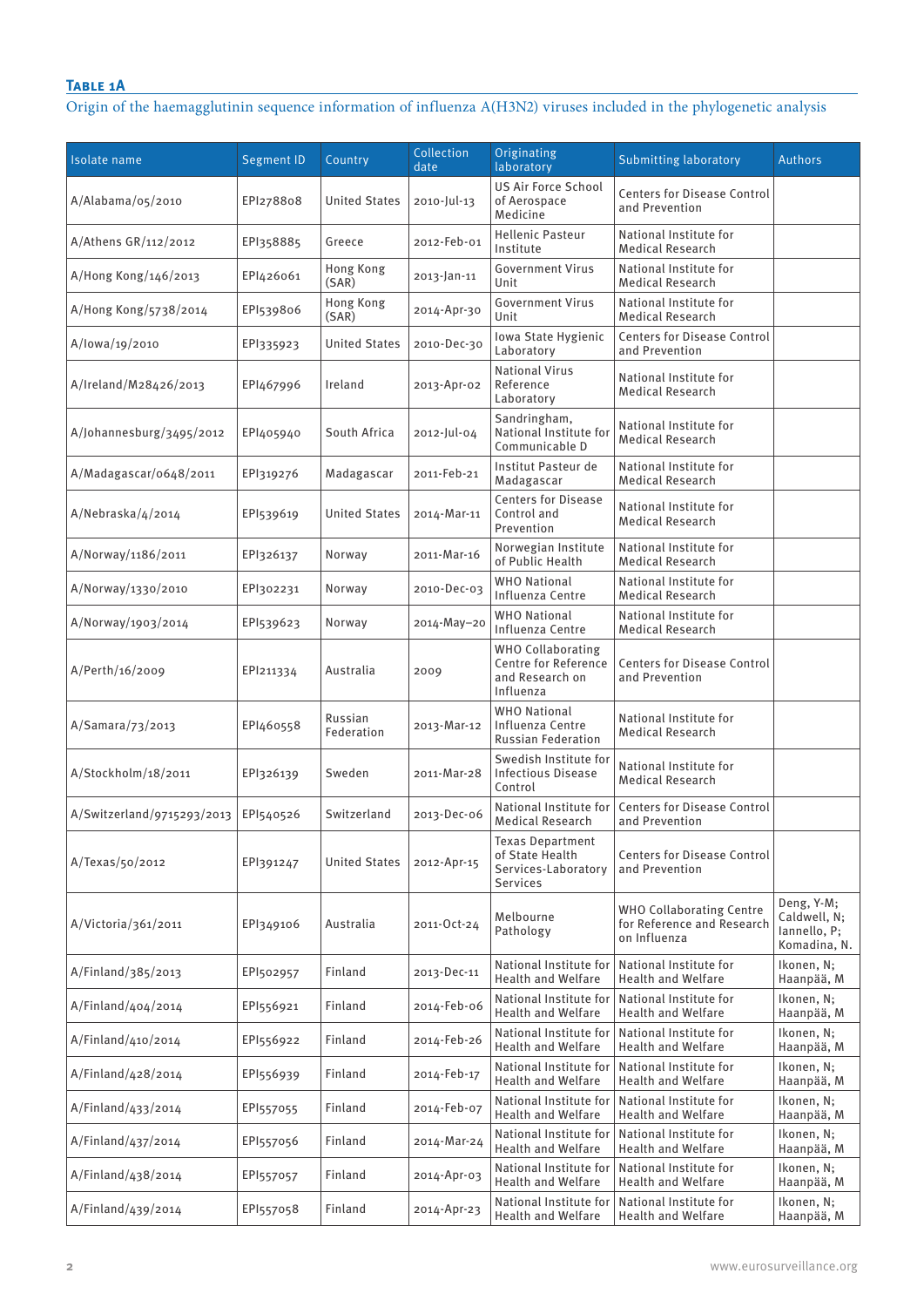**Table 1A**

Origin of the haemagglutinin sequence information of influenza A(H3N2) viruses included in the phylogenetic analysis

| Isolate name | Segment ID | Country | Collection date | Originating laboratory | Submitting laboratory | Authors |
|---|---|---|---|---|---|---|
| A/Alabama/05/2010 | EPI278808 | United States | 2010-Jul-13 | US Air Force School of Aerospace Medicine | Centers for Disease Control and Prevention | |
| A/Athens GR/112/2012 | EPI358885 | Greece | 2012-Feb-01 | Hellenic Pasteur Institute | National Institute for Medical Research | |
| A/Hong Kong/146/2013 | EPI426061 | Hong Kong (SAR) | 2013-Jan-11 | Government Virus Unit | National Institute for Medical Research | |
| A/Hong Kong/5738/2014 | EPI539806 | Hong Kong (SAR) | 2014-Apr-30 | Government Virus Unit | National Institute for Medical Research | |
| A/Iowa/19/2010 | EPI335923 | United States | 2010-Dec-30 | Iowa State Hygienic Laboratory | Centers for Disease Control and Prevention | |
| A/Ireland/M28426/2013 | EPI467996 | Ireland | 2013-Apr-02 | National Virus Reference Laboratory | National Institute for Medical Research | |
| A/Johannesburg/3495/2012 | EPI405940 | South Africa | 2012-Jul-04 | Sandringham, National Institute for Communicable D | National Institute for Medical Research | |
| A/Madagascar/0648/2011 | EPI319276 | Madagascar | 2011-Feb-21 | Institut Pasteur de Madagascar | National Institute for Medical Research | |
| A/Nebraska/4/2014 | EPI539619 | United States | 2014-Mar-11 | Centers for Disease Control and Prevention | National Institute for Medical Research | |
| A/Norway/1186/2011 | EPI326137 | Norway | 2011-Mar-16 | Norwegian Institute of Public Health | National Institute for Medical Research | |
| A/Norway/1330/2010 | EPI302231 | Norway | 2010-Dec-03 | WHO National Influenza Centre | National Institute for Medical Research | |
| A/Norway/1903/2014 | EPI539623 | Norway | 2014-May–20 | WHO National Influenza Centre | National Institute for Medical Research | |
| A/Perth/16/2009 | EPI211334 | Australia | 2009 | WHO Collaborating Centre for Reference and Research on Influenza | Centers for Disease Control and Prevention | |
| A/Samara/73/2013 | EPI460558 | Russian Federation | 2013-Mar-12 | WHO National Influenza Centre Russian Federation | National Institute for Medical Research | |
| A/Stockholm/18/2011 | EPI326139 | Sweden | 2011-Mar-28 | Swedish Institute for Infectious Disease Control | National Institute for Medical Research | |
| A/Switzerland/9715293/2013 | EPI540526 | Switzerland | 2013-Dec-06 | National Institute for Medical Research | Centers for Disease Control and Prevention | |
| A/Texas/50/2012 | EPI391247 | United States | 2012-Apr-15 | Texas Department of State Health Services-Laboratory Services | Centers for Disease Control and Prevention | |
| A/Victoria/361/2011 | EPI349106 | Australia | 2011-Oct-24 | Melbourne Pathology | WHO Collaborating Centre for Reference and Research on Influenza | Deng, Y-M; Caldwell, N; Iannello, P; Komadina, N. |
| A/Finland/385/2013 | EPI502957 | Finland | 2013-Dec-11 | National Institute for Health and Welfare | National Institute for Health and Welfare | Ikonen, N; Haanpää, M |
| A/Finland/404/2014 | EPI556921 | Finland | 2014-Feb-06 | National Institute for Health and Welfare | National Institute for Health and Welfare | Ikonen, N; Haanpää, M |
| A/Finland/410/2014 | EPI556922 | Finland | 2014-Feb-26 | National Institute for Health and Welfare | National Institute for Health and Welfare | Ikonen, N; Haanpää, M |
| A/Finland/428/2014 | EPI556939 | Finland | 2014-Feb-17 | National Institute for Health and Welfare | National Institute for Health and Welfare | Ikonen, N; Haanpää, M |
| A/Finland/433/2014 | EPI557055 | Finland | 2014-Feb-07 | National Institute for Health and Welfare | National Institute for Health and Welfare | Ikonen, N; Haanpää, M |
| A/Finland/437/2014 | EPI557056 | Finland | 2014-Mar-24 | National Institute for Health and Welfare | National Institute for Health and Welfare | Ikonen, N; Haanpää, M |
| A/Finland/438/2014 | EPI557057 | Finland | 2014-Apr-03 | National Institute for Health and Welfare | National Institute for Health and Welfare | Ikonen, N; Haanpää, M |
| A/Finland/439/2014 | EPI557058 | Finland | 2014-Apr-23 | National Institute for Health and Welfare | National Institute for Health and Welfare | Ikonen, N; Haanpää, M |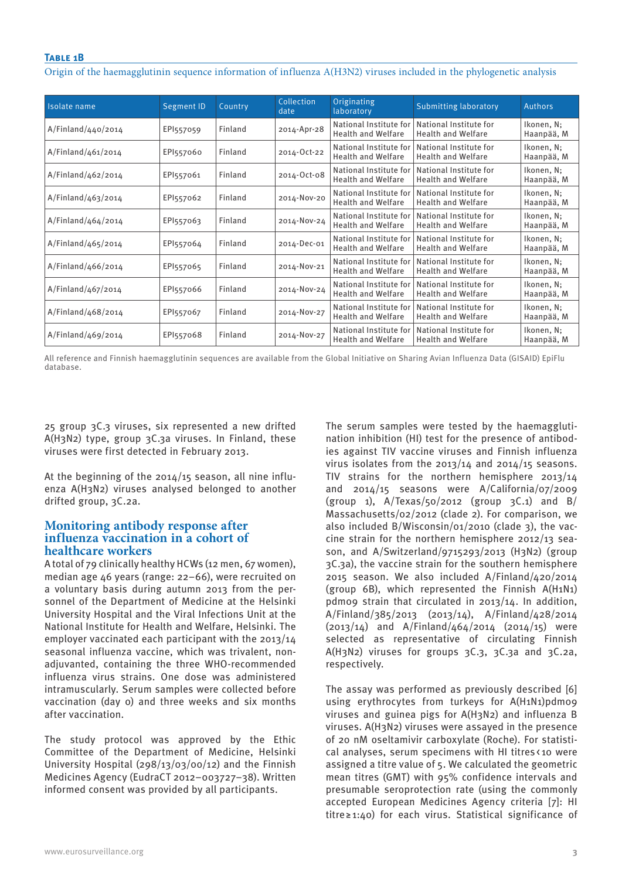**Table 1B**

Origin of the haemagglutinin sequence information of influenza A(H3N2) viruses included in the phylogenetic analysis

| Isolate name | Segment ID | Country | Collection date | Originating laboratory | Submitting laboratory | Authors |
|---|---|---|---|---|---|---|
| A/Finland/440/2014 | EPI557059 | Finland | 2014-Apr-28 | National Institute for Health and Welfare | National Institute for Health and Welfare | Ikonen, N; Haanpää, M |
| A/Finland/461/2014 | EPI557060 | Finland | 2014-Oct-22 | National Institute for Health and Welfare | National Institute for Health and Welfare | Ikonen, N; Haanpää, M |
| A/Finland/462/2014 | EPI557061 | Finland | 2014-Oct-08 | National Institute for Health and Welfare | National Institute for Health and Welfare | Ikonen, N; Haanpää, M |
| A/Finland/463/2014 | EPI557062 | Finland | 2014-Nov-20 | National Institute for Health and Welfare | National Institute for Health and Welfare | Ikonen, N; Haanpää, M |
| A/Finland/464/2014 | EPI557063 | Finland | 2014-Nov-24 | National Institute for Health and Welfare | National Institute for Health and Welfare | Ikonen, N; Haanpää, M |
| A/Finland/465/2014 | EPI557064 | Finland | 2014-Dec-01 | National Institute for Health and Welfare | National Institute for Health and Welfare | Ikonen, N; Haanpää, M |
| A/Finland/466/2014 | EPI557065 | Finland | 2014-Nov-21 | National Institute for Health and Welfare | National Institute for Health and Welfare | Ikonen, N; Haanpää, M |
| A/Finland/467/2014 | EPI557066 | Finland | 2014-Nov-24 | National Institute for Health and Welfare | National Institute for Health and Welfare | Ikonen, N; Haanpää, M |
| A/Finland/468/2014 | EPI557067 | Finland | 2014-Nov-27 | National Institute for Health and Welfare | National Institute for Health and Welfare | Ikonen, N; Haanpää, M |
| A/Finland/469/2014 | EPI557068 | Finland | 2014-Nov-27 | National Institute for Health and Welfare | National Institute for Health and Welfare | Ikonen, N; Haanpää, M |

All reference and Finnish haemagglutinin sequences are available from the Global Initiative on Sharing Avian Influenza Data (GISAID) EpiFlu database.

25 group 3C.3 viruses, six represented a new drifted A(H3N2) type, group 3C.3a viruses. In Finland, these viruses were first detected in February 2013.

At the beginning of the 2014/15 season, all nine influenza A(H3N2) viruses analysed belonged to another drifted group, 3C.2a.

## Monitoring antibody response after influenza vaccination in a cohort of healthcare workers

A total of 79 clinically healthy HCWs (12 men, 67 women), median age 46 years (range: 22–66), were recruited on a voluntary basis during autumn 2013 from the personnel of the Department of Medicine at the Helsinki University Hospital and the Viral Infections Unit at the National Institute for Health and Welfare, Helsinki. The employer vaccinated each participant with the 2013/14 seasonal influenza vaccine, which was trivalent, non-adjuvanted, containing the three WHO-recommended influenza virus strains. One dose was administered intramuscularly. Serum samples were collected before vaccination (day 0) and three weeks and six months after vaccination.

The study protocol was approved by the Ethic Committee of the Department of Medicine, Helsinki University Hospital (298/13/03/00/12) and the Finnish Medicines Agency (EudraCT 2012–003727–38). Written informed consent was provided by all participants.

The serum samples were tested by the haemagglutination inhibition (HI) test for the presence of antibodies against TIV vaccine viruses and Finnish influenza virus isolates from the 2013/14 and 2014/15 seasons. TIV strains for the northern hemisphere 2013/14 and 2014/15 seasons were A/California/07/2009 (group 1), A/Texas/50/2012 (group 3C.1) and B/Massachusetts/02/2012 (clade 2). For comparison, we also included B/Wisconsin/01/2010 (clade 3), the vaccine strain for the northern hemisphere 2012/13 season, and A/Switzerland/9715293/2013 (H3N2) (group 3C.3a), the vaccine strain for the southern hemisphere 2015 season. We also included A/Finland/420/2014 (group 6B), which represented the Finnish A(H1N1)pdm09 strain that circulated in 2013/14. In addition, A/Finland/385/2013 (2013/14), A/Finland/428/2014 (2013/14) and A/Finland/464/2014 (2014/15) were selected as representative of circulating Finnish A(H3N2) viruses for groups 3C.3, 3C.3a and 3C.2a, respectively.

The assay was performed as previously described [6] using erythrocytes from turkeys for A(H1N1)pdm09 viruses and guinea pigs for A(H3N2) and influenza B viruses. A(H3N2) viruses were assayed in the presence of 20 nM oseltamivir carboxylate (Roche). For statistical analyses, serum specimens with HI titres < 10 were assigned a titre value of 5. We calculated the geometric mean titres (GMT) with 95% confidence intervals and presumable seroprotection rate (using the commonly accepted European Medicines Agency criteria [7]: HI titre ≥ 1:40) for each virus. Statistical significance of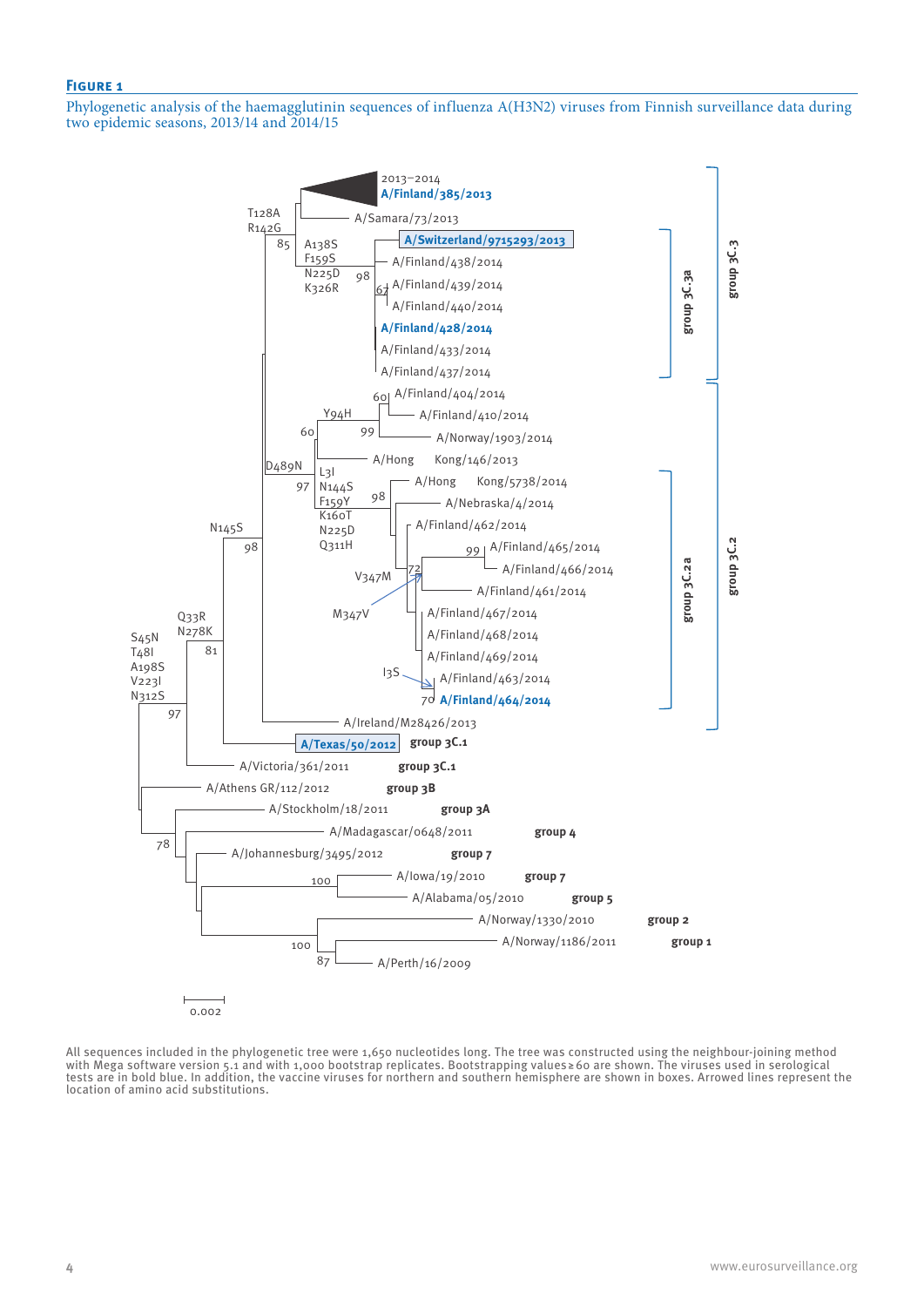**Figure 1**

Phylogenetic analysis of the haemagglutinin sequences of influenza A(H3N2) viruses from Finnish surveillance data during two epidemic seasons, 2013/14 and 2014/15

All sequences included in the phylogenetic tree were 1,650 nucleotides long. The tree was constructed using the neighbour-joining method with Mega software version 5.1 and with 1,000 bootstrap replicates. Bootstrapping values ≥ 60 are shown. The viruses used in serological tests are in bold blue. In addition, the vaccine viruses for northern and southern hemisphere are shown in boxes. Arrowed lines represent the location of amino acid substitutions.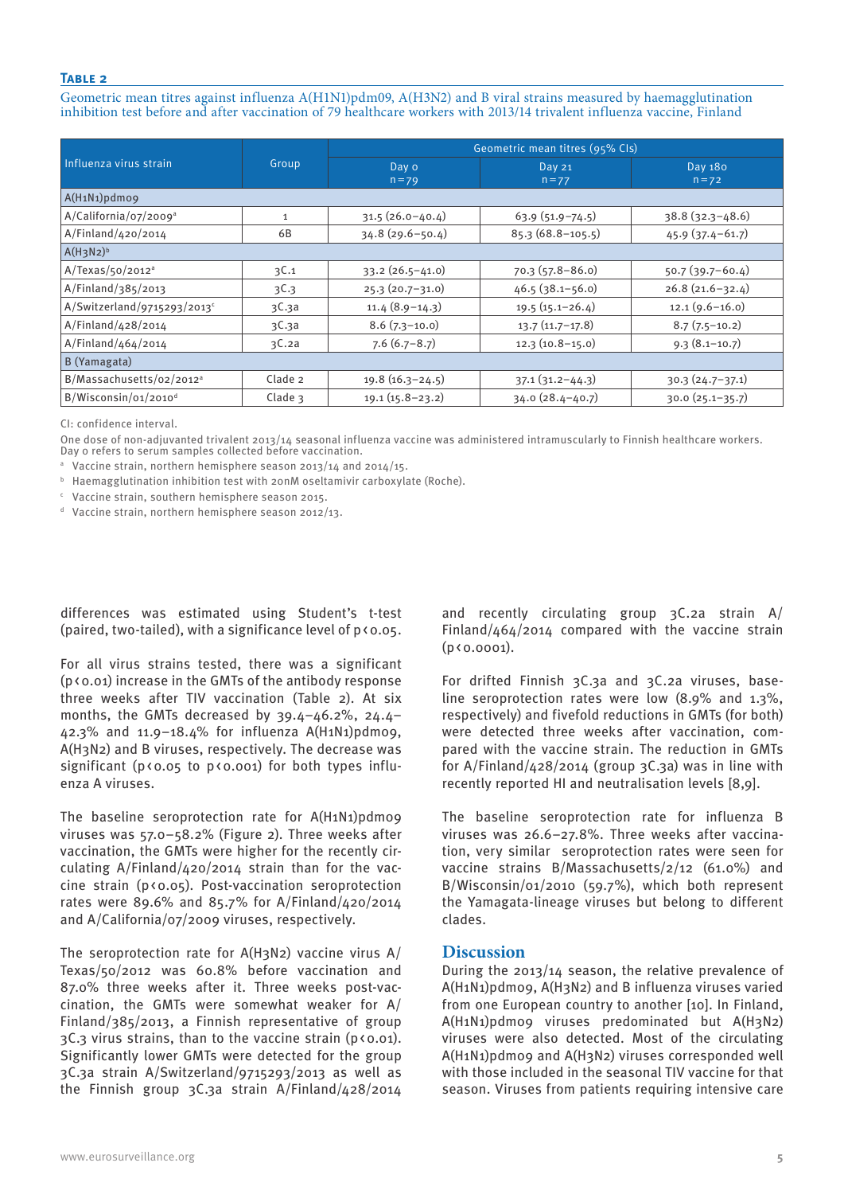**Table 2**

Geometric mean titres against influenza A(H1N1)pdm09, A(H3N2) and B viral strains measured by haemagglutination inhibition test before and after vaccination of 79 healthcare workers with 2013/14 trivalent influenza vaccine, Finland

| Influenza virus strain | Group | Geometric mean titres (95% CIs) | | |
|---|---|---|---|---|
| | | Day 0 n = 79 | Day 21 n = 77 | Day 180 n = 72 |
| A(H1N1)pdm09 | | | | |
| A/California/07/2009[a] | 1 | 31.5 (26.0–40.4) | 63.9 (51.9–74.5) | 38.8 (32.3–48.6) |
| A/Finland/420/2014 | 6B | 34.8 (29.6–50.4) | 85.3 (68.8–105.5) | 45.9 (37.4–61.7) |
| A(H3N2)[b] | | | | |
| A/Texas/50/2012[a] | 3C.1 | 33.2 (26.5–41.0) | 70.3 (57.8–86.0) | 50.7 (39.7–60.4) |
| A/Finland/385/2013 | 3C.3 | 25.3 (20.7–31.0) | 46.5 (38.1–56.0) | 26.8 (21.6–32.4) |
| A/Switzerland/9715293/2013[c] | 3C.3a | 11.4 (8.9–14.3) | 19.5 (15.1–26.4) | 12.1 (9.6–16.0) |
| A/Finland/428/2014 | 3C.3a | 8.6 (7.3–10.0) | 13.7 (11.7–17.8) | 8.7 (7.5–10.2) |
| A/Finland/464/2014 | 3C.2a | 7.6 (6.7–8.7) | 12.3 (10.8–15.0) | 9.3 (8.1–10.7) |
| B (Yamagata) | | | | |
| B/Massachusetts/02/2012[a] | Clade 2 | 19.8 (16.3–24.5) | 37.1 (31.2–44.3) | 30.3 (24.7–37.1) |
| B/Wisconsin/01/2010[d] | Clade 3 | 19.1 (15.8–23.2) | 34.0 (28.4–40.7) | 30.0 (25.1–35.7) |

CI: confidence interval.

One dose of non-adjuvanted trivalent 2013/14 seasonal influenza vaccine was administered intramuscularly to Finnish healthcare workers. Day 0 refers to serum samples collected before vaccination.

[a] Vaccine strain, northern hemisphere season 2013/14 and 2014/15.

[b] Haemagglutination inhibition test with 20nM oseltamivir carboxylate (Roche).

[c] Vaccine strain, southern hemisphere season 2015.

[d] Vaccine strain, northern hemisphere season 2012/13.

differences was estimated using Student's t-test (paired, two-tailed), with a significance level of $p < 0.05$.

For all virus strains tested, there was a significant ($p < 0.01$) increase in the GMTs of the antibody response three weeks after TIV vaccination (Table 2). At six months, the GMTs decreased by 39.4–46.2%, 24.4–42.3% and 11.9–18.4% for influenza A(H1N1)pdm09, A(H3N2) and B viruses, respectively. The decrease was significant ($p < 0.05$ to $p < 0.001$) for both types influenza A viruses.

The baseline seroprotection rate for A(H1N1)pdm09 viruses was 57.0–58.2% (Figure 2). Three weeks after vaccination, the GMTs were higher for the recently circulating A/Finland/420/2014 strain than for the vaccine strain ($p < 0.05$). Post-vaccination seroprotection rates were 89.6% and 85.7% for A/Finland/420/2014 and A/California/07/2009 viruses, respectively.

The seroprotection rate for A(H3N2) vaccine virus A/Texas/50/2012 was 60.8% before vaccination and 87.0% three weeks after it. Three weeks post-vaccination, the GMTs were somewhat weaker for A/Finland/385/2013, a Finnish representative of group 3C.3 virus strains, than to the vaccine strain ($p < 0.01$). Significantly lower GMTs were detected for the group 3C.3a strain A/Switzerland/9715293/2013 as well as the Finnish group 3C.3a strain A/Finland/428/2014 and recently circulating group 3C.2a strain A/Finland/464/2014 compared with the vaccine strain ($p < 0.0001$).

For drifted Finnish 3C.3a and 3C.2a viruses, baseline seroprotection rates were low (8.9% and 1.3%, respectively) and fivefold reductions in GMTs (for both) were detected three weeks after vaccination, compared with the vaccine strain. The reduction in GMTs for A/Finland/428/2014 (group 3C.3a) was in line with recently reported HI and neutralisation levels [8,9].

The baseline seroprotection rate for influenza B viruses was 26.6–27.8%. Three weeks after vaccination, very similar seroprotection rates were seen for vaccine strains B/Massachusetts/2/12 (61.0%) and B/Wisconsin/01/2010 (59.7%), which both represent the Yamagata-lineage viruses but belong to different clades.

## Discussion

During the 2013/14 season, the relative prevalence of A(H1N1)pdm09, A(H3N2) and B influenza viruses varied from one European country to another [10]. In Finland, A(H1N1)pdm09 viruses predominated but A(H3N2) viruses were also detected. Most of the circulating A(H1N1)pdm09 and A(H3N2) viruses corresponded well with those included in the seasonal TIV vaccine for that season. Viruses from patients requiring intensive care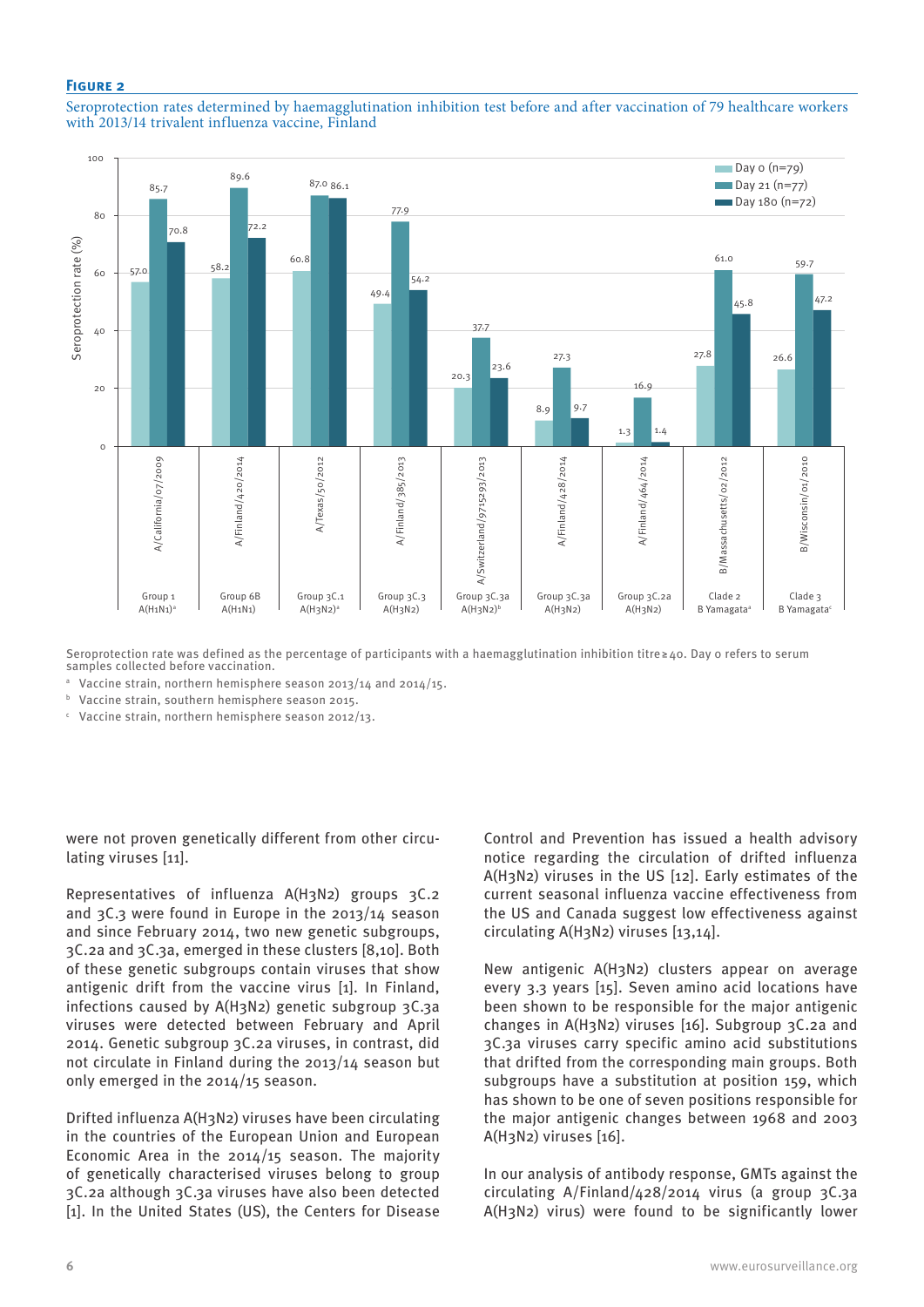**Figure 2**

Seroprotection rates determined by haemagglutination inhibition test before and after vaccination of 79 healthcare workers with 2013/14 trivalent influenza vaccine, Finland

| Virus | Group | Day 0 (n=79) | Day 21 (n=77) | Day 180 (n=72) |
|---|---|---|---|---|
| A/California/07/2009 | Group 1 A(H1N1)[a] | 57.0 | 85.7 | 70.8 |
| A/Finland/420/2014 | Group 6B A(H1N1) | 58.2 | 89.6 | 72.2 |
| A/Texas/50/2012 | Group 3C.1 A(H3N2)[a] | 60.8 | 87.0 | 86.1 |
| A/Finland/385/2013 | Group 3C.3 A(H3N2) | 49.4 | 77.9 | 54.2 |
| A/Switzerland/9715293/2013 | Group 3C.3a A(H3N2)[b] | 20.3 | 37.7 | 23.6 |
| A/Finland/428/2014 | Group 3C.3a A(H3N2) | 8.9 | 27.3 | 9.7 |
| A/Finland/464/2014 | Group 3C.2a A(H3N2) | 1.3 | 16.9 | 1.4 |
| B/Massachusetts/02/2012 | Clade 2 B Yamagata[a] | 27.8 | 61.0 | 45.8 |
| B/Wisconsin/01/2010 | Clade 3 B Yamagata[c] | 26.6 | 59.7 | 47.2 |

Seroprotection rate (%)

Seroprotection rate was defined as the percentage of participants with a haemagglutination inhibition titre ≥ 40. Day 0 refers to serum samples collected before vaccination.

[a] Vaccine strain, northern hemisphere season 2013/14 and 2014/15.

[b] Vaccine strain, southern hemisphere season 2015.

[c] Vaccine strain, northern hemisphere season 2012/13.

were not proven genetically different from other circulating viruses [11].

Representatives of influenza A(H3N2) groups 3C.2 and 3C.3 were found in Europe in the 2013/14 season and since February 2014, two new genetic subgroups, 3C.2a and 3C.3a, emerged in these clusters [8,10]. Both of these genetic subgroups contain viruses that show antigenic drift from the vaccine virus [1]. In Finland, infections caused by A(H3N2) genetic subgroup 3C.3a viruses were detected between February and April 2014. Genetic subgroup 3C.2a viruses, in contrast, did not circulate in Finland during the 2013/14 season but only emerged in the 2014/15 season.

Drifted influenza A(H3N2) viruses have been circulating in the countries of the European Union and European Economic Area in the 2014/15 season. The majority of genetically characterised viruses belong to group 3C.2a although 3C.3a viruses have also been detected [1]. In the United States (US), the Centers for Disease Control and Prevention has issued a health advisory notice regarding the circulation of drifted influenza A(H3N2) viruses in the US [12]. Early estimates of the current seasonal influenza vaccine effectiveness from the US and Canada suggest low effectiveness against circulating A(H3N2) viruses [13,14].

New antigenic A(H3N2) clusters appear on average every 3.3 years [15]. Seven amino acid locations have been shown to be responsible for the major antigenic changes in A(H3N2) viruses [16]. Subgroup 3C.2a and 3C.3a viruses carry specific amino acid substitutions that drifted from the corresponding main groups. Both subgroups have a substitution at position 159, which has shown to be one of seven positions responsible for the major antigenic changes between 1968 and 2003 A(H3N2) viruses [16].

In our analysis of antibody response, GMTs against the circulating A/Finland/428/2014 virus (a group 3C.3a A(H3N2) virus) were found to be significantly lower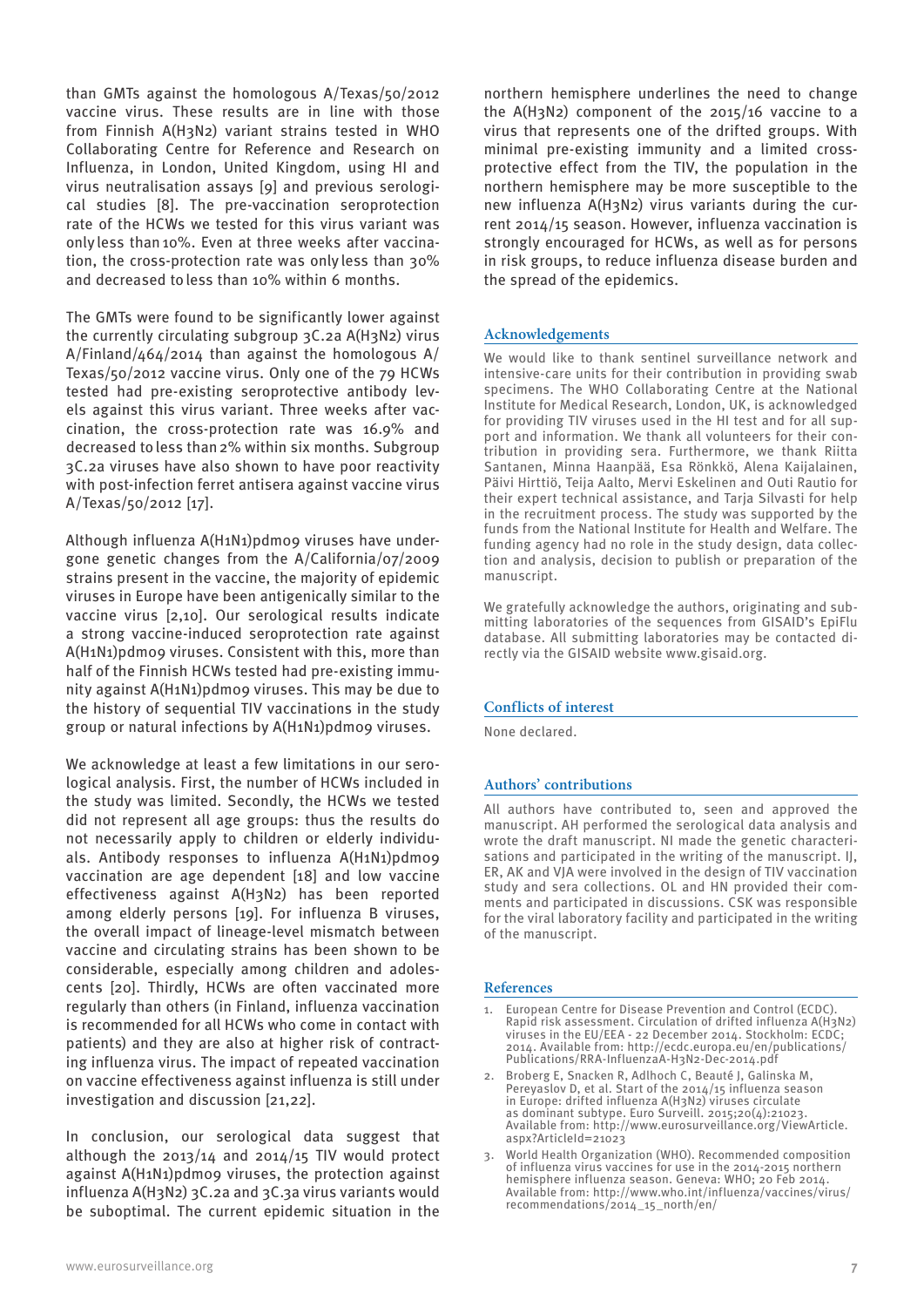than GMTs against the homologous A/Texas/50/2012 vaccine virus. These results are in line with those from Finnish A(H3N2) variant strains tested in WHO Collaborating Centre for Reference and Research on Influenza, in London, United Kingdom, using HI and virus neutralisation assays [9] and previous serological studies [8]. The pre-vaccination seroprotection rate of the HCWs we tested for this virus variant was only less than 10%. Even at three weeks after vaccination, the cross-protection rate was only less than 30% and decreased to less than 10% within 6 months.

The GMTs were found to be significantly lower against the currently circulating subgroup 3C.2a A(H3N2) virus A/Finland/464/2014 than against the homologous A/Texas/50/2012 vaccine virus. Only one of the 79 HCWs tested had pre-existing seroprotective antibody levels against this virus variant. Three weeks after vaccination, the cross-protection rate was 16.9% and decreased to less than 2% within six months. Subgroup 3C.2a viruses have also shown to have poor reactivity with post-infection ferret antisera against vaccine virus A/Texas/50/2012 [17].

Although influenza A(H1N1)pdm09 viruses have undergone genetic changes from the A/California/07/2009 strains present in the vaccine, the majority of epidemic viruses in Europe have been antigenically similar to the vaccine virus [2,10]. Our serological results indicate a strong vaccine-induced seroprotection rate against A(H1N1)pdm09 viruses. Consistent with this, more than half of the Finnish HCWs tested had pre-existing immunity against A(H1N1)pdm09 viruses. This may be due to the history of sequential TIV vaccinations in the study group or natural infections by A(H1N1)pdm09 viruses.

We acknowledge at least a few limitations in our serological analysis. First, the number of HCWs included in the study was limited. Secondly, the HCWs we tested did not represent all age groups: thus the results do not necessarily apply to children or elderly individuals. Antibody responses to influenza A(H1N1)pdm09 vaccination are age dependent [18] and low vaccine effectiveness against A(H3N2) has been reported among elderly persons [19]. For influenza B viruses, the overall impact of lineage-level mismatch between vaccine and circulating strains has been shown to be considerable, especially among children and adolescents [20]. Thirdly, HCWs are often vaccinated more regularly than others (in Finland, influenza vaccination is recommended for all HCWs who come in contact with patients) and they are also at higher risk of contracting influenza virus. The impact of repeated vaccination on vaccine effectiveness against influenza is still under investigation and discussion [21,22].

In conclusion, our serological data suggest that although the 2013/14 and 2014/15 TIV would protect against A(H1N1)pdm09 viruses, the protection against influenza A(H3N2) 3C.2a and 3C.3a virus variants would be suboptimal. The current epidemic situation in the northern hemisphere underlines the need to change the A(H3N2) component of the 2015/16 vaccine to a virus that represents one of the drifted groups. With minimal pre-existing immunity and a limited cross-protective effect from the TIV, the population in the northern hemisphere may be more susceptible to the new influenza A(H3N2) virus variants during the current 2014/15 season. However, influenza vaccination is strongly encouraged for HCWs, as well as for persons in risk groups, to reduce influenza disease burden and the spread of the epidemics.

## Acknowledgements

We would like to thank sentinel surveillance network and intensive-care units for their contribution in providing swab specimens. The WHO Collaborating Centre at the National Institute for Medical Research, London, UK, is acknowledged for providing TIV viruses used in the HI test and for all support and information. We thank all volunteers for their contribution in providing sera. Furthermore, we thank Riitta Santanen, Minna Haanpää, Esa Rönkkö, Alena Kaijalainen, Päivi Hirttiö, Teija Aalto, Mervi Eskelinen and Outi Rautio for their expert technical assistance, and Tarja Silvasti for help in the recruitment process. The study was supported by the funds from the National Institute for Health and Welfare. The funding agency had no role in the study design, data collection and analysis, decision to publish or preparation of the manuscript.

We gratefully acknowledge the authors, originating and submitting laboratories of the sequences from GISAID's EpiFlu database. All submitting laboratories may be contacted directly via the GISAID website www.gisaid.org.

## Conflicts of interest

None declared.

## Authors' contributions

All authors have contributed to, seen and approved the manuscript. AH performed the serological data analysis and wrote the draft manuscript. NI made the genetic characterisations and participated in the writing of the manuscript. IJ, ER, AK and VJA were involved in the design of TIV vaccination study and sera collections. OL and HN provided their comments and participated in discussions. CSK was responsible for the viral laboratory facility and participated in the writing of the manuscript.

## References

1. European Centre for Disease Prevention and Control (ECDC). Rapid risk assessment. Circulation of drifted influenza A(H3N2) viruses in the EU/EEA - 22 December 2014. Stockholm: ECDC; 2014. Available from: http://ecdc.europa.eu/en/publications/Publications/RRA-InfluenzaA-H3N2-Dec-2014.pdf
2. Broberg E, Snacken R, Adlhoch C, Beauté J, Galinska M, Pereyaslov D, et al. Start of the 2014/15 influenza season in Europe: drifted influenza A(H3N2) viruses circulate as dominant subtype. Euro Surveill. 2015;20(4):21023. Available from: http://www.eurosurveillance.org/ViewArticle.aspx?ArticleId=21023
3. World Health Organization (WHO). Recommended composition of influenza virus vaccines for use in the 2014-2015 northern hemisphere influenza season. Geneva: WHO; 20 Feb 2014. Available from: http://www.who.int/influenza/vaccines/virus/recommendations/2014_15_north/en/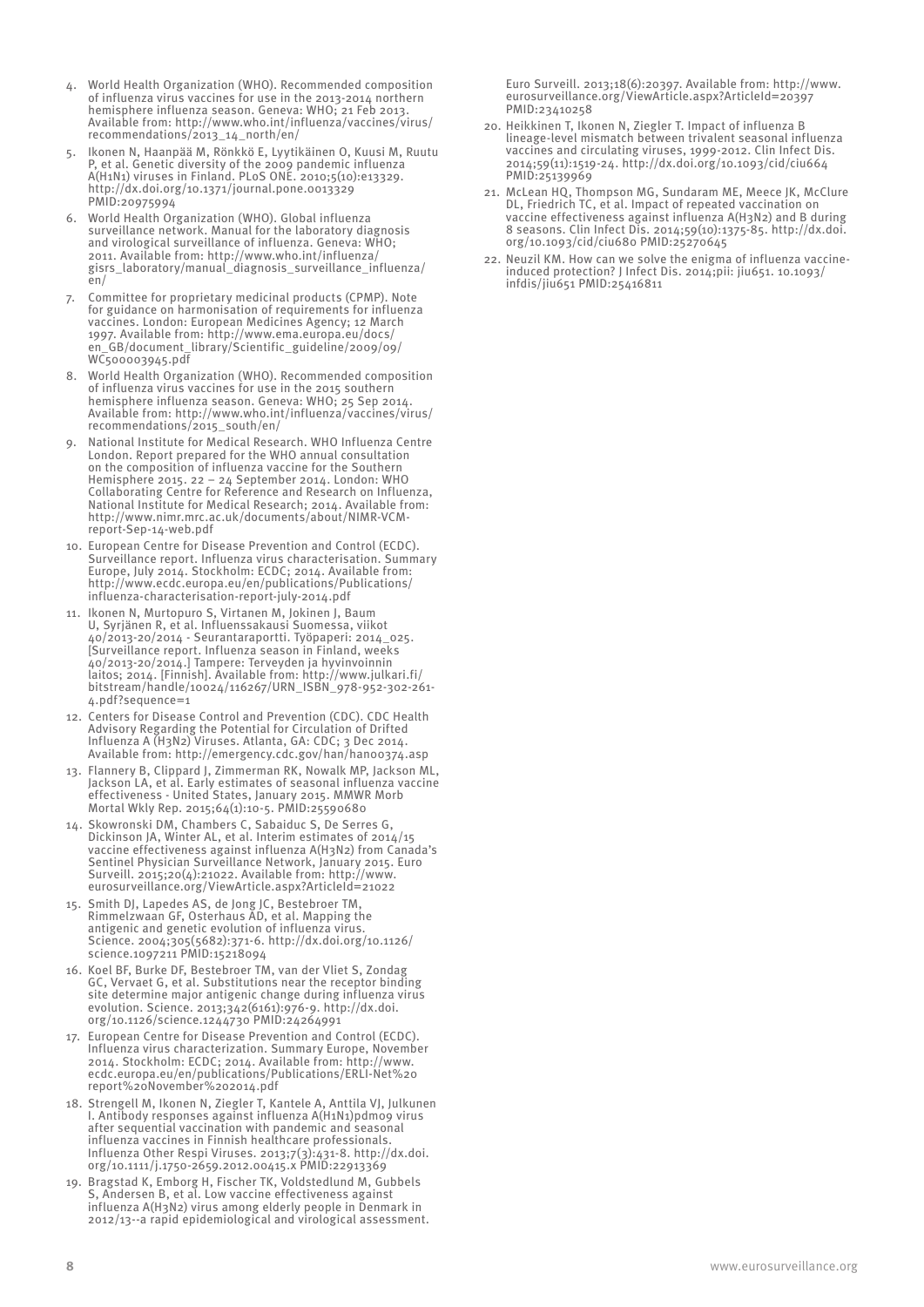4. World Health Organization (WHO). Recommended composition of influenza virus vaccines for use in the 2013-2014 northern hemisphere influenza season. Geneva: WHO; 21 Feb 2013. Available from: http://www.who.int/influenza/vaccines/virus/recommendations/2013_14_north/en/
5. Ikonen N, Haanpää M, Rönkkö E, Lyytikäinen O, Kuusi M, Ruutu P, et al. Genetic diversity of the 2009 pandemic influenza A(H1N1) viruses in Finland. PLoS ONE. 2010;5(10):e13329. http://dx.doi.org/10.1371/journal.pone.0013329 PMID:20975994
6. World Health Organization (WHO). Global influenza surveillance network. Manual for the laboratory diagnosis and virological surveillance of influenza. Geneva: WHO; 2011. Available from: http://www.who.int/influenza/gisrs_laboratory/manual_diagnosis_surveillance_influenza/en/
7. Committee for proprietary medicinal products (CPMP). Note for guidance on harmonisation of requirements for influenza vaccines. London: European Medicines Agency; 12 March 1997. Available from: http://www.ema.europa.eu/docs/en_GB/document_library/Scientific_guideline/2009/09/WC500003945.pdf
8. World Health Organization (WHO). Recommended composition of influenza virus vaccines for use in the 2015 southern hemisphere influenza season. Geneva: WHO; 25 Sep 2014. Available from: http://www.who.int/influenza/vaccines/virus/recommendations/2015_south/en/
9. National Institute for Medical Research. WHO Influenza Centre London. Report prepared for the WHO annual consultation on the composition of influenza vaccine for the Southern Hemisphere 2015. 22 – 24 September 2014. London: WHO Collaborating Centre for Reference and Research on Influenza, National Institute for Medical Research; 2014. Available from: http://www.nimr.mrc.ac.uk/documents/about/NIMR-VCM-report-Sep-14-web.pdf
10. European Centre for Disease Prevention and Control (ECDC). Surveillance report. Influenza virus characterisation. Summary Europe, July 2014. Stockholm: ECDC; 2014. Available from: http://www.ecdc.europa.eu/en/publications/Publications/influenza-characterisation-report-july-2014.pdf
11. Ikonen N, Murtopuro S, Virtanen M, Jokinen J, Baum U, Syrjänen R, et al. Influenssakausi Suomessa, viikot 40/2013-20/2014 - Seurantaraportti. Työpaperi: 2014_025. [Surveillance report. Influenza season in Finland, weeks 40/2013-20/2014.] Tampere: Terveyden ja hyvinvoinnin laitos; 2014. [Finnish]. Available from: http://www.julkari.fi/bitstream/handle/10024/116267/URN_ISBN_978-952-302-261-4.pdf?sequence=1
12. Centers for Disease Control and Prevention (CDC). CDC Health Advisory Regarding the Potential for Circulation of Drifted Influenza A (H3N2) Viruses. Atlanta, GA: CDC; 3 Dec 2014. Available from: http://emergency.cdc.gov/han/han00374.asp
13. Flannery B, Clippard J, Zimmerman RK, Nowalk MP, Jackson ML, Jackson LA, et al. Early estimates of seasonal influenza vaccine effectiveness - United States, January 2015. MMWR Morb Mortal Wkly Rep. 2015;64(1):10-5. PMID:25590680
14. Skowronski DM, Chambers C, Sabaiduc S, De Serres G, Dickinson JA, Winter AL, et al. Interim estimates of 2014/15 vaccine effectiveness against influenza A(H3N2) from Canada's Sentinel Physician Surveillance Network, January 2015. Euro Surveill. 2015;20(4):21022. Available from: http://www.eurosurveillance.org/ViewArticle.aspx?ArticleId=21022
15. Smith DJ, Lapedes AS, de Jong JC, Bestebroer TM, Rimmelzwaan GF, Osterhaus AD, et al. Mapping the antigenic and genetic evolution of influenza virus. Science. 2004;305(5682):371-6. http://dx.doi.org/10.1126/science.1097211 PMID:15218094
16. Koel BF, Burke DF, Bestebroer TM, van der Vliet S, Zondag GC, Vervaet G, et al. Substitutions near the receptor binding site determine major antigenic change during influenza virus evolution. Science. 2013;342(6161):976-9. http://dx.doi.org/10.1126/science.1244730 PMID:24264991
17. European Centre for Disease Prevention and Control (ECDC). Influenza virus characterization. Summary Europe, November 2014. Stockholm: ECDC; 2014. Available from: http://www.ecdc.europa.eu/en/publications/Publications/ERLI-Net%20report%20November%202014.pdf
18. Strengell M, Ikonen N, Ziegler T, Kantele A, Anttila VJ, Julkunen I. Antibody responses against influenza A(H1N1)pdm09 virus after sequential vaccination with pandemic and seasonal influenza vaccines in Finnish healthcare professionals. Influenza Other Respi Viruses. 2013;7(3):431-8. http://dx.doi.org/10.1111/j.1750-2659.2012.00415.x PMID:22913369
19. Bragstad K, Emborg H, Fischer TK, Voldstedlund M, Gubbels S, Andersen B, et al. Low vaccine effectiveness against influenza A(H3N2) virus among elderly people in Denmark in 2012/13--a rapid epidemiological and virological assessment. Euro Surveill. 2013;18(6):20397. Available from: http://www.eurosurveillance.org/ViewArticle.aspx?ArticleId=20397 PMID:23410258
20. Heikkinen T, Ikonen N, Ziegler T. Impact of influenza B lineage-level mismatch between trivalent seasonal influenza vaccines and circulating viruses, 1999-2012. Clin Infect Dis. 2014;59(11):1519-24. http://dx.doi.org/10.1093/cid/ciu664 PMID:25139969
21. McLean HQ, Thompson MG, Sundaram ME, Meece JK, McClure DL, Friedrich TC, et al. Impact of repeated vaccination on vaccine effectiveness against influenza A(H3N2) and B during 8 seasons. Clin Infect Dis. 2014;59(10):1375-85. http://dx.doi.org/10.1093/cid/ciu680 PMID:25270645
22. Neuzil KM. How can we solve the enigma of influenza vaccine-induced protection? J Infect Dis. 2014;pii: jiu651. 10.1093/infdis/jiu651 PMID:25416811